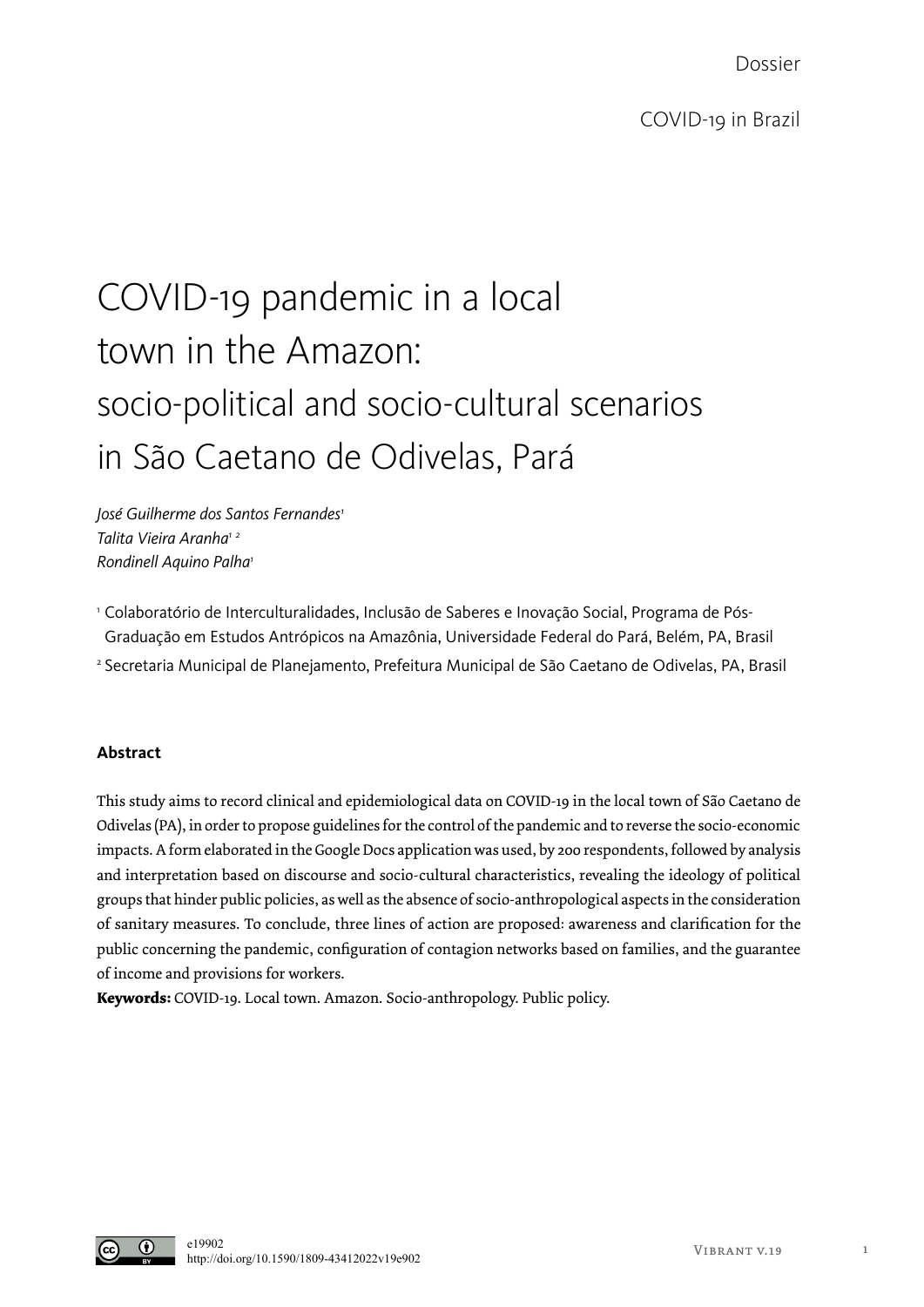Dossier

COVID-19 in Brazil

# COVID-19 pandemic in a local town in the Amazon: socio-political and socio-cultural scenarios in São Caetano de Odivelas, Pará

*José Guilherme dos Santos Fernandes*[1]
*Talita Vieira Aranha*[1 2]
*Rondinell Aquino Palha*[1]

[1] Colaboratório de Interculturalidades, Inclusão de Saberes e Inovação Social, Programa de Pós-Graduação em Estudos Antrópicos na Amazônia, Universidade Federal do Pará, Belém, PA, Brasil

[2] Secretaria Municipal de Planejamento, Prefeitura Municipal de São Caetano de Odivelas, PA, Brasil

**Abstract**

This study aims to record clinical and epidemiological data on COVID-19 in the local town of São Caetano de Odivelas (PA), in order to propose guidelines for the control of the pandemic and to reverse the socio-economic impacts. A form elaborated in the Google Docs application was used, by 200 respondents, followed by analysis and interpretation based on discourse and socio-cultural characteristics, revealing the ideology of political groups that hinder public policies, as well as the absence of socio-anthropological aspects in the consideration of sanitary measures. To conclude, three lines of action are proposed: awareness and clarification for the public concerning the pandemic, configuration of contagion networks based on families, and the guarantee of income and provisions for workers.

**Keywords:** COVID-19. Local town. Amazon. Socio-anthropology. Public policy.

e19902
http://doi.org/10.1590/1809-43412022v19e902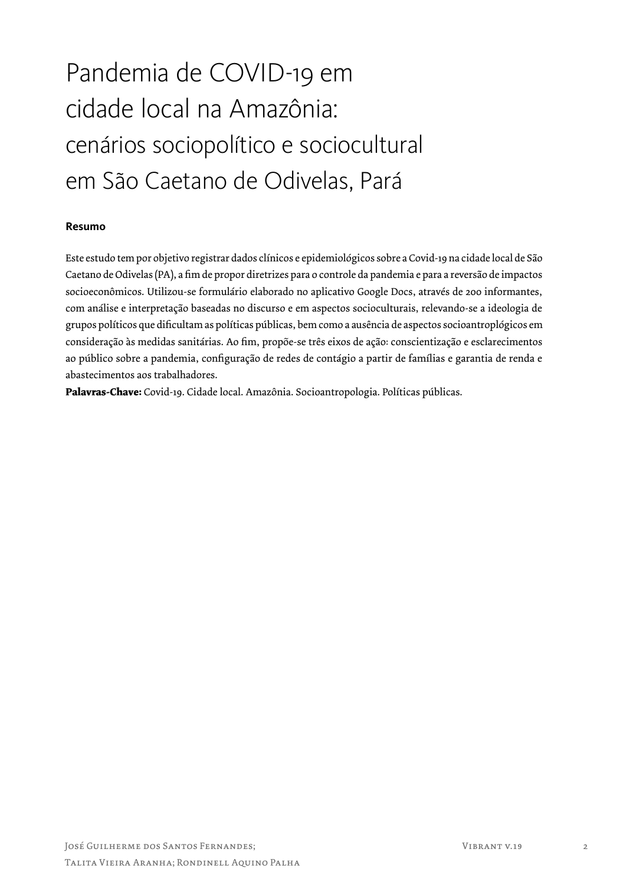# Pandemia de COVID-19 em cidade local na Amazônia: cenários sociopolítico e sociocultural em São Caetano de Odivelas, Pará

**Resumo**

Este estudo tem por objetivo registrar dados clínicos e epidemiológicos sobre a Covid-19 na cidade local de São Caetano de Odivelas (PA), a fim de propor diretrizes para o controle da pandemia e para a reversão de impactos socioeconômicos. Utilizou-se formulário elaborado no aplicativo Google Docs, através de 200 informantes, com análise e interpretação baseadas no discurso e em aspectos socioculturais, relevando-se a ideologia de grupos políticos que dificultam as políticas públicas, bem como a ausência de aspectos socioantroplógicos em consideração às medidas sanitárias. Ao fim, propõe-se três eixos de ação: conscientização e esclarecimentos ao público sobre a pandemia, configuração de redes de contágio a partir de famílias e garantia de renda e abastecimentos aos trabalhadores.

**Palavras-Chave:** Covid-19. Cidade local. Amazônia. Socioantropologia. Políticas públicas.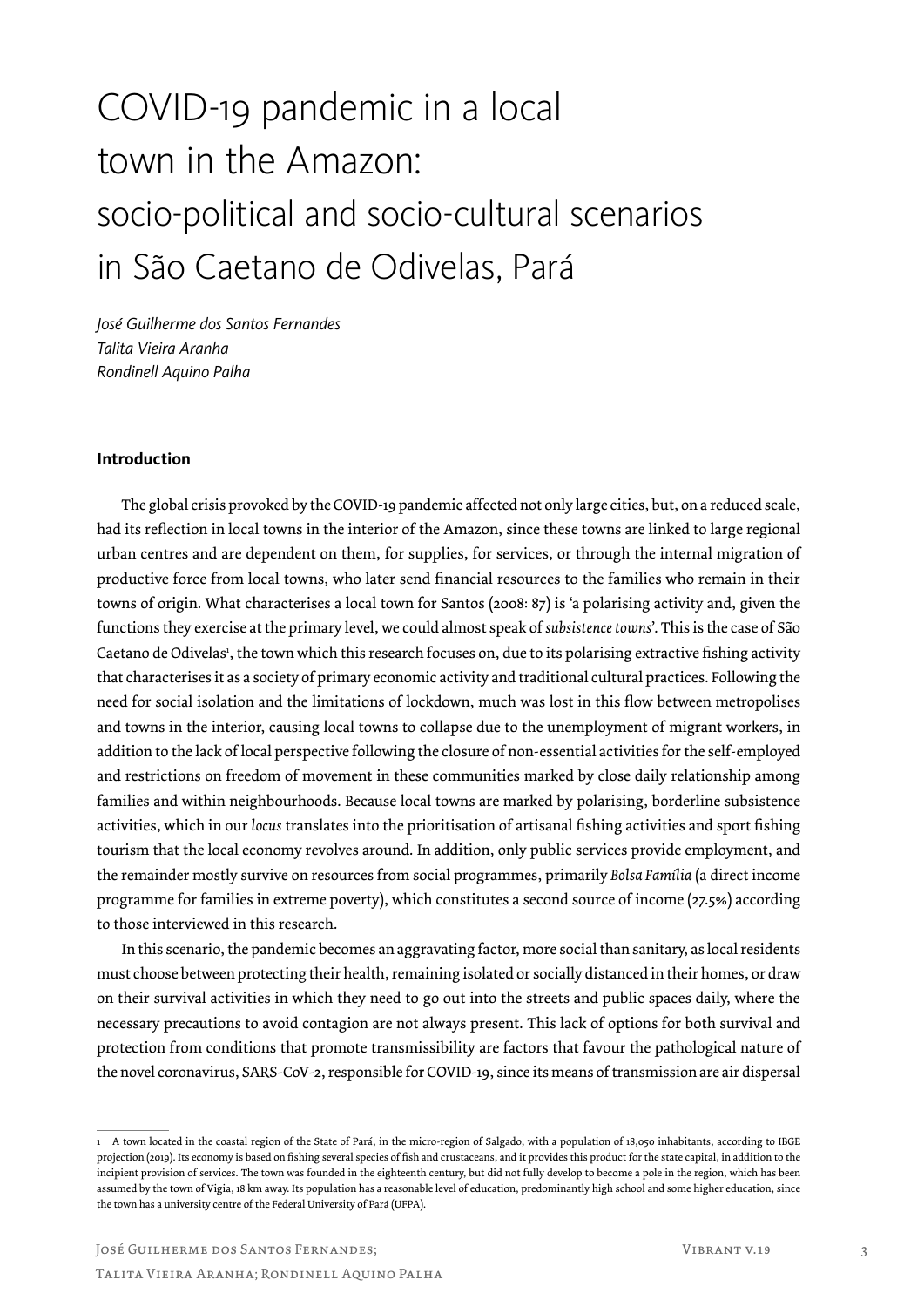# COVID-19 pandemic in a local town in the Amazon: socio-political and socio-cultural scenarios in São Caetano de Odivelas, Pará

*José Guilherme dos Santos Fernandes*
*Talita Vieira Aranha*
*Rondinell Aquino Palha*

## Introduction

The global crisis provoked by the COVID-19 pandemic affected not only large cities, but, on a reduced scale, had its reflection in local towns in the interior of the Amazon, since these towns are linked to large regional urban centres and are dependent on them, for supplies, for services, or through the internal migration of productive force from local towns, who later send financial resources to the families who remain in their towns of origin. What characterises a local town for Santos (2008: 87) is 'a polarising activity and, given the functions they exercise at the primary level, we could almost speak of *subsistence towns*'. This is the case of São Caetano de Odivelas[1], the town which this research focuses on, due to its polarising extractive fishing activity that characterises it as a society of primary economic activity and traditional cultural practices. Following the need for social isolation and the limitations of lockdown, much was lost in this flow between metropolises and towns in the interior, causing local towns to collapse due to the unemployment of migrant workers, in addition to the lack of local perspective following the closure of non-essential activities for the self-employed and restrictions on freedom of movement in these communities marked by close daily relationship among families and within neighbourhoods. Because local towns are marked by polarising, borderline subsistence activities, which in our *locus* translates into the prioritisation of artisanal fishing activities and sport fishing tourism that the local economy revolves around. In addition, only public services provide employment, and the remainder mostly survive on resources from social programmes, primarily *Bolsa Família* (a direct income programme for families in extreme poverty), which constitutes a second source of income (27.5%) according to those interviewed in this research.

In this scenario, the pandemic becomes an aggravating factor, more social than sanitary, as local residents must choose between protecting their health, remaining isolated or socially distanced in their homes, or draw on their survival activities in which they need to go out into the streets and public spaces daily, where the necessary precautions to avoid contagion are not always present. This lack of options for both survival and protection from conditions that promote transmissibility are factors that favour the pathological nature of the novel coronavirus, SARS-CoV-2, responsible for COVID-19, since its means of transmission are air dispersal

---

1 A town located in the coastal region of the State of Pará, in the micro-region of Salgado, with a population of 18,050 inhabitants, according to IBGE projection (2019). Its economy is based on fishing several species of fish and crustaceans, and it provides this product for the state capital, in addition to the incipient provision of services. The town was founded in the eighteenth century, but did not fully develop to become a pole in the region, which has been assumed by the town of Vigia, 18 km away. Its population has a reasonable level of education, predominantly high school and some higher education, since the town has a university centre of the Federal University of Pará (UFPA).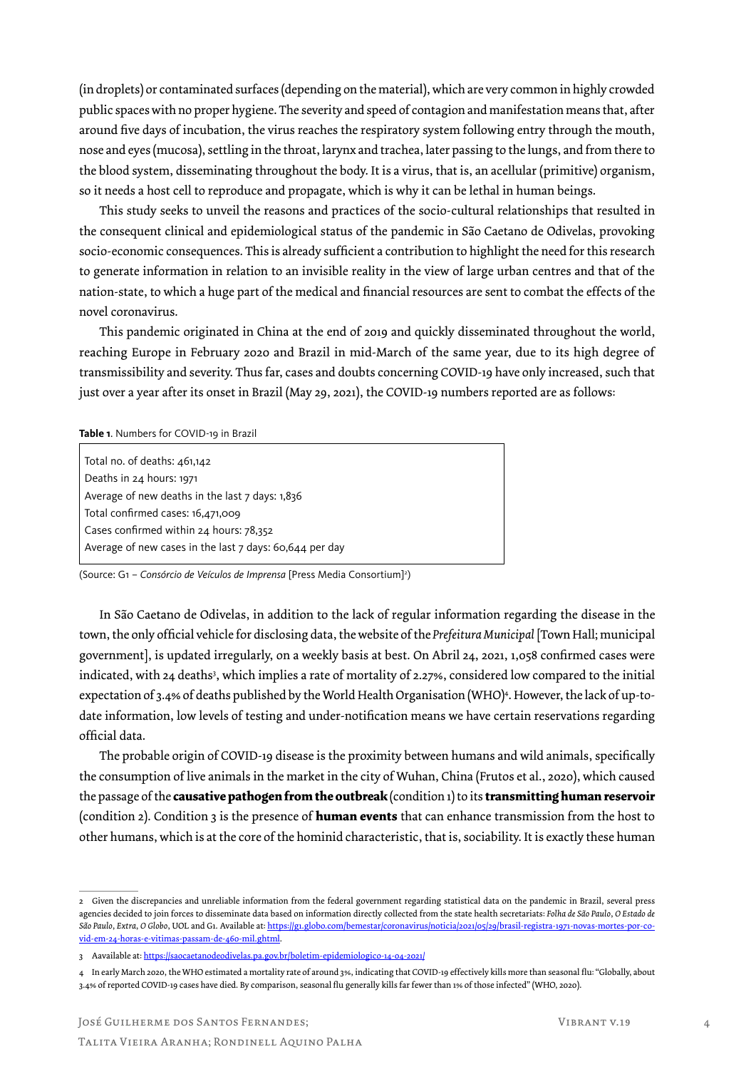(in droplets) or contaminated surfaces (depending on the material), which are very common in highly crowded public spaces with no proper hygiene. The severity and speed of contagion and manifestation means that, after around five days of incubation, the virus reaches the respiratory system following entry through the mouth, nose and eyes (mucosa), settling in the throat, larynx and trachea, later passing to the lungs, and from there to the blood system, disseminating throughout the body. It is a virus, that is, an acellular (primitive) organism, so it needs a host cell to reproduce and propagate, which is why it can be lethal in human beings.

This study seeks to unveil the reasons and practices of the socio-cultural relationships that resulted in the consequent clinical and epidemiological status of the pandemic in São Caetano de Odivelas, provoking socio-economic consequences. This is already sufficient a contribution to highlight the need for this research to generate information in relation to an invisible reality in the view of large urban centres and that of the nation-state, to which a huge part of the medical and financial resources are sent to combat the effects of the novel coronavirus.

This pandemic originated in China at the end of 2019 and quickly disseminated throughout the world, reaching Europe in February 2020 and Brazil in mid-March of the same year, due to its high degree of transmissibility and severity. Thus far, cases and doubts concerning COVID-19 have only increased, such that just over a year after its onset in Brazil (May 29, 2021), the COVID-19 numbers reported are as follows:

**Table 1**. Numbers for COVID-19 in Brazil

| |
|---|
| Total no. of deaths: 461,142 |
| Deaths in 24 hours: 1971 |
| Average of new deaths in the last 7 days: 1,836 |
| Total confirmed cases: 16,471,009 |
| Cases confirmed within 24 hours: 78,352 |
| Average of new cases in the last 7 days: 60,644 per day |

(Source: G1 – *Consórcio de Veículos de Imprensa* [Press Media Consortium][2])

In São Caetano de Odivelas, in addition to the lack of regular information regarding the disease in the town, the only official vehicle for disclosing data, the website of the *Prefeitura Municipal* [Town Hall; municipal government], is updated irregularly, on a weekly basis at best. On Abril 24, 2021, 1,058 confirmed cases were indicated, with 24 deaths[3], which implies a rate of mortality of 2.27%, considered low compared to the initial expectation of 3.4% of deaths published by the World Health Organisation (WHO)[4]. However, the lack of up-to-date information, low levels of testing and under-notification means we have certain reservations regarding official data.

The probable origin of COVID-19 disease is the proximity between humans and wild animals, specifically the consumption of live animals in the market in the city of Wuhan, China (Frutos et al., 2020), which caused the passage of the **causative pathogen from the outbreak** (condition 1) to its **transmitting human reservoir** (condition 2). Condition 3 is the presence of **human events** that can enhance transmission from the host to other humans, which is at the core of the hominid characteristic, that is, sociability. It is exactly these human

---

2 Given the discrepancies and unreliable information from the federal government regarding statistical data on the pandemic in Brazil, several press agencies decided to join forces to disseminate data based on information directly collected from the state health secretariats: *Folha de São Paulo*, *O Estado de São Paulo*, *Extra*, *O Globo*, UOL and G1. Available at: https://g1.globo.com/bemestar/coronavirus/noticia/2021/05/29/brasil-registra-1971-novas-mortes-por-covid-em-24-horas-e-vitimas-passam-de-460-mil.ghtml.

3 Aavailable at: https://saocaetanodeodivelas.pa.gov.br/boletim-epidemiologico-14-04-2021/

4 In early March 2020, the WHO estimated a mortality rate of around 3%, indicating that COVID-19 effectively kills more than seasonal flu: "Globally, about 3.4% of reported COVID-19 cases have died. By comparison, seasonal flu generally kills far fewer than 1% of those infected" (WHO, 2020).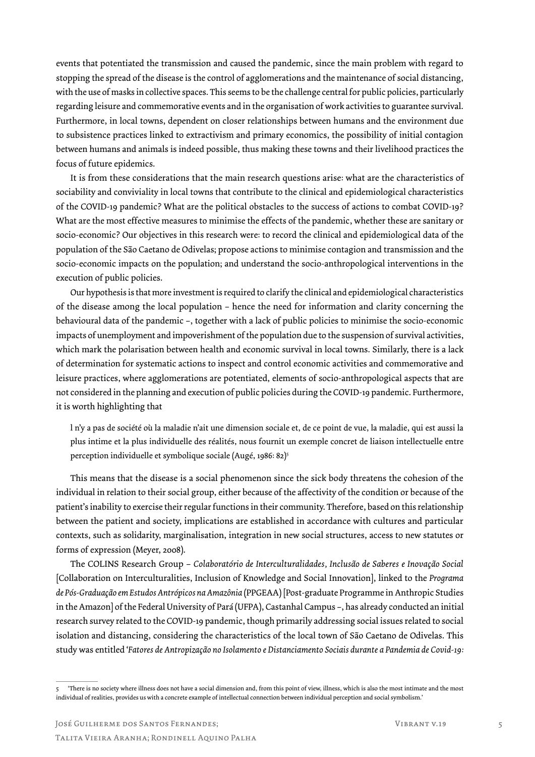events that potentiated the transmission and caused the pandemic, since the main problem with regard to stopping the spread of the disease is the control of agglomerations and the maintenance of social distancing, with the use of masks in collective spaces. This seems to be the challenge central for public policies, particularly regarding leisure and commemorative events and in the organisation of work activities to guarantee survival. Furthermore, in local towns, dependent on closer relationships between humans and the environment due to subsistence practices linked to extractivism and primary economics, the possibility of initial contagion between humans and animals is indeed possible, thus making these towns and their livelihood practices the focus of future epidemics.

It is from these considerations that the main research questions arise: what are the characteristics of sociability and conviviality in local towns that contribute to the clinical and epidemiological characteristics of the COVID-19 pandemic? What are the political obstacles to the success of actions to combat COVID-19? What are the most effective measures to minimise the effects of the pandemic, whether these are sanitary or socio-economic? Our objectives in this research were: to record the clinical and epidemiological data of the population of the São Caetano de Odivelas; propose actions to minimise contagion and transmission and the socio-economic impacts on the population; and understand the socio-anthropological interventions in the execution of public policies.

Our hypothesis is that more investment is required to clarify the clinical and epidemiological characteristics of the disease among the local population – hence the need for information and clarity concerning the behavioural data of the pandemic –, together with a lack of public policies to minimise the socio-economic impacts of unemployment and impoverishment of the population due to the suspension of survival activities, which mark the polarisation between health and economic survival in local towns. Similarly, there is a lack of determination for systematic actions to inspect and control economic activities and commemorative and leisure practices, where agglomerations are potentiated, elements of socio-anthropological aspects that are not considered in the planning and execution of public policies during the COVID-19 pandemic. Furthermore, it is worth highlighting that

> l n'y a pas de société où la maladie n'ait une dimension sociale et, de ce point de vue, la maladie, qui est aussi la plus intime et la plus individuelle des réalités, nous fournit un exemple concret de liaison intellectuelle entre perception individuelle et symbolique sociale (Augé, 1986: 82)[5]

This means that the disease is a social phenomenon since the sick body threatens the cohesion of the individual in relation to their social group, either because of the affectivity of the condition or because of the patient's inability to exercise their regular functions in their community. Therefore, based on this relationship between the patient and society, implications are established in accordance with cultures and particular contexts, such as solidarity, marginalisation, integration in new social structures, access to new statutes or forms of expression (Meyer, 2008).

The COLINS Research Group – *Colaboratório de Interculturalidades, Inclusão de Saberes e Inovação Social* [Collaboration on Interculturalities, Inclusion of Knowledge and Social Innovation], linked to the *Programa de Pós-Graduação em Estudos Antrópicos na Amazônia* (PPGEAA) [Post-graduate Programme in Anthropic Studies in the Amazon] of the Federal University of Pará (UFPA), Castanhal Campus –, has already conducted an initial research survey related to the COVID-19 pandemic, though primarily addressing social issues related to social isolation and distancing, considering the characteristics of the local town of São Caetano de Odivelas. This study was entitled '*Fatores de Antropização no Isolamento e Distanciamento Sociais durante a Pandemia de Covid-19:*

---

5 'There is no society where illness does not have a social dimension and, from this point of view, illness, which is also the most intimate and the most individual of realities, provides us with a concrete example of intellectual connection between individual perception and social symbolism.'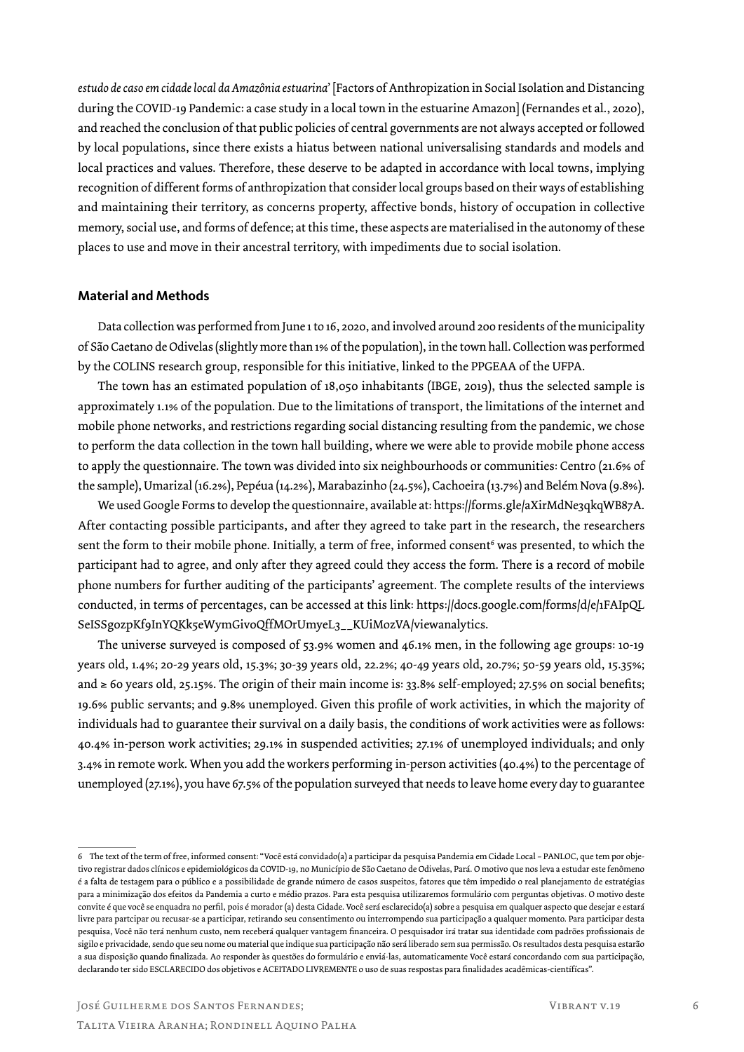*estudo de caso em cidade local da Amazônia estuarina*' [Factors of Anthropization in Social Isolation and Distancing during the COVID-19 Pandemic: a case study in a local town in the estuarine Amazon] (Fernandes et al., 2020), and reached the conclusion of that public policies of central governments are not always accepted or followed by local populations, since there exists a hiatus between national universalising standards and models and local practices and values. Therefore, these deserve to be adapted in accordance with local towns, implying recognition of different forms of anthropization that consider local groups based on their ways of establishing and maintaining their territory, as concerns property, affective bonds, history of occupation in collective memory, social use, and forms of defence; at this time, these aspects are materialised in the autonomy of these places to use and move in their ancestral territory, with impediments due to social isolation.

## Material and Methods

Data collection was performed from June 1 to 16, 2020, and involved around 200 residents of the municipality of São Caetano de Odivelas (slightly more than 1% of the population), in the town hall. Collection was performed by the COLINS research group, responsible for this initiative, linked to the PPGEAA of the UFPA.

The town has an estimated population of 18,050 inhabitants (IBGE, 2019), thus the selected sample is approximately 1.1% of the population. Due to the limitations of transport, the limitations of the internet and mobile phone networks, and restrictions regarding social distancing resulting from the pandemic, we chose to perform the data collection in the town hall building, where we were able to provide mobile phone access to apply the questionnaire. The town was divided into six neighbourhoods or communities: Centro (21.6% of the sample), Umarizal (16.2%), Pepéua (14.2%), Marabazinho (24.5%), Cachoeira (13.7%) and Belém Nova (9.8%).

We used Google Forms to develop the questionnaire, available at: https://forms.gle/aXirMdNe3qkqWB87A. After contacting possible participants, and after they agreed to take part in the research, the researchers sent the form to their mobile phone. Initially, a term of free, informed consent[6] was presented, to which the participant had to agree, and only after they agreed could they access the form. There is a record of mobile phone numbers for further auditing of the participants' agreement. The complete results of the interviews conducted, in terms of percentages, can be accessed at this link: https://docs.google.com/forms/d/e/1FAIpQLSeISSgozpKf9InYQKk5eWymGivoQffMOrUmyeL3__KUiMozVA/viewanalytics.

The universe surveyed is composed of 53.9% women and 46.1% men, in the following age groups: 10-19 years old, 1.4%; 20-29 years old, 15.3%; 30-39 years old, 22.2%; 40-49 years old, 20.7%; 50-59 years old, 15.35%; and ≥ 60 years old, 25.15%. The origin of their main income is: 33.8% self-employed; 27.5% on social benefits; 19.6% public servants; and 9.8% unemployed. Given this profile of work activities, in which the majority of individuals had to guarantee their survival on a daily basis, the conditions of work activities were as follows: 40.4% in-person work activities; 29.1% in suspended activities; 27.1% of unemployed individuals; and only 3.4% in remote work. When you add the workers performing in-person activities (40.4%) to the percentage of unemployed (27.1%), you have 67.5% of the population surveyed that needs to leave home every day to guarantee

---

6 The text of the term of free, informed consent: "Você está convidado(a) a participar da pesquisa Pandemia em Cidade Local – PANLOC, que tem por objetivo registrar dados clínicos e epidemiológicos da COVID-19, no Município de São Caetano de Odivelas, Pará. O motivo que nos leva a estudar este fenômeno é a falta de testagem para o público e a possibilidade de grande número de casos suspeitos, fatores que têm impedido o real planejamento de estratégias para a minimização dos efeitos da Pandemia a curto e médio prazos. Para esta pesquisa utilizaremos formulário com perguntas objetivas. O motivo deste convite é que você se enquadra no perfil, pois é morador (a) desta Cidade. Você será esclarecido(a) sobre a pesquisa em qualquer aspecto que desejar e estará livre para partcipar ou recusar-se a participar, retirando seu consentimento ou interrompendo sua participação a qualquer momento. Para participar desta pesquisa, Você não terá nenhum custo, nem receberá qualquer vantagem financeira. O pesquisador irá tratar sua identidade com padrões profissionais de sigilo e privacidade, sendo que seu nome ou material que indique sua participação não será liberado sem sua permissão. Os resultados desta pesquisa estarão a sua disposição quando finalizada. Ao responder às questões do formulário e enviá-las, automaticamente Você estará concordando com sua participação, declarando ter sido ESCLARECIDO dos objetivos e ACEITADO LIVREMENTE o uso de suas respostas para finalidades acadêmicas-científicas".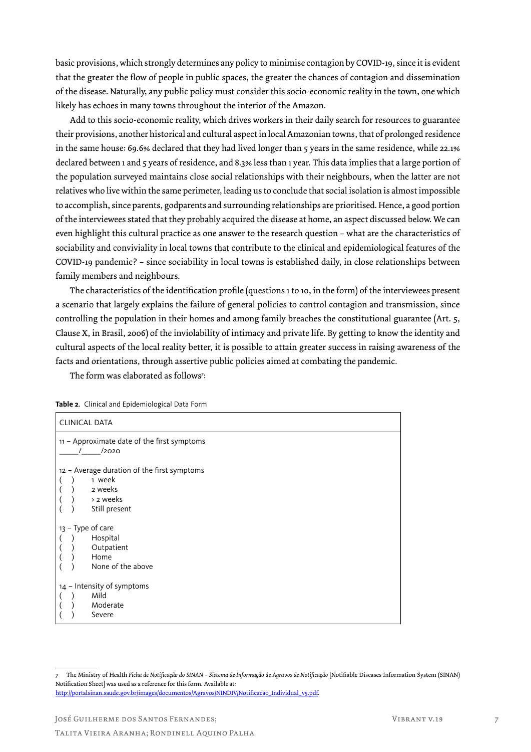basic provisions, which strongly determines any policy to minimise contagion by COVID-19, since it is evident that the greater the flow of people in public spaces, the greater the chances of contagion and dissemination of the disease. Naturally, any public policy must consider this socio-economic reality in the town, one which likely has echoes in many towns throughout the interior of the Amazon.

Add to this socio-economic reality, which drives workers in their daily search for resources to guarantee their provisions, another historical and cultural aspect in local Amazonian towns, that of prolonged residence in the same house: 69.6% declared that they had lived longer than 5 years in the same residence, while 22.1% declared between 1 and 5 years of residence, and 8.3% less than 1 year. This data implies that a large portion of the population surveyed maintains close social relationships with their neighbours, when the latter are not relatives who live within the same perimeter, leading us to conclude that social isolation is almost impossible to accomplish, since parents, godparents and surrounding relationships are prioritised. Hence, a good portion of the interviewees stated that they probably acquired the disease at home, an aspect discussed below. We can even highlight this cultural practice as one answer to the research question – what are the characteristics of sociability and conviviality in local towns that contribute to the clinical and epidemiological features of the COVID-19 pandemic? – since sociability in local towns is established daily, in close relationships between family members and neighbours.

The characteristics of the identification profile (questions 1 to 10, in the form) of the interviewees present a scenario that largely explains the failure of general policies to control contagion and transmission, since controlling the population in their homes and among family breaches the constitutional guarantee (Art. 5, Clause X, in Brasil, 2006) of the inviolability of intimacy and private life. By getting to know the identity and cultural aspects of the local reality better, it is possible to attain greater success in raising awareness of the facts and orientations, through assertive public policies aimed at combating the pandemic.

The form was elaborated as follows[7]:

**Table 2**. Clinical and Epidemiological Data Form

| CLINICAL DATA |
|---|
| 11 – Approximate date of the first symptoms<br>_____/_____/2020 |
| 12 – Average duration of the first symptoms<br>( ) 1 week<br>( ) 2 weeks<br>( ) > 2 weeks<br>( ) Still present |
| 13 – Type of care<br>( ) Hospital<br>( ) Outpatient<br>( ) Home<br>( ) None of the above |
| 14 – Intensity of symptoms<br>( ) Mild<br>( ) Moderate<br>( ) Severe |

---

7 The Ministry of Health *Ficha de Notificação do SINAN – Sistema de Informação de Agravos de Notificação* [Notifiable Diseases Information System (SINAN) Notification Sheet] was used as a reference for this form. Available at: http://portalsinan.saude.gov.br/images/documentos/Agravos/NINDIV/Notificacao_Individual_v5.pdf.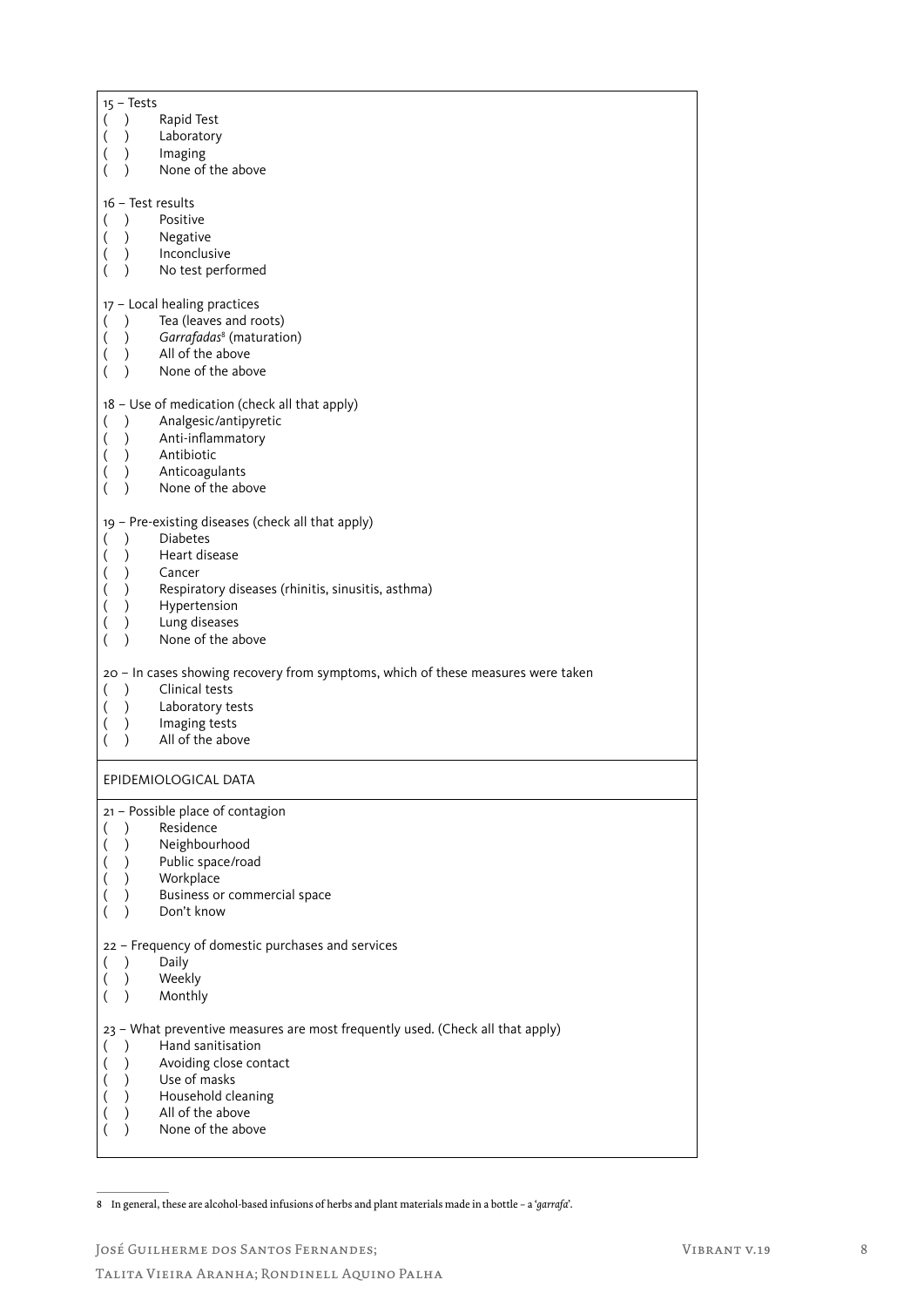15 – Tests

( ) Rapid Test
( ) Laboratory
( ) Imaging
( ) None of the above

16 – Test results

( ) Positive
( ) Negative
( ) Inconclusive
( ) No test performed

17 – Local healing practices

( ) Tea (leaves and roots)
( ) *Garrafadas*[8] (maturation)
( ) All of the above
( ) None of the above

18 – Use of medication (check all that apply)

( ) Analgesic/antipyretic
( ) Anti-inflammatory
( ) Antibiotic
( ) Anticoagulants
( ) None of the above

19 – Pre-existing diseases (check all that apply)

( ) Diabetes
( ) Heart disease
( ) Cancer
( ) Respiratory diseases (rhinitis, sinusitis, asthma)
( ) Hypertension
( ) Lung diseases
( ) None of the above

20 – In cases showing recovery from symptoms, which of these measures were taken

( ) Clinical tests
( ) Laboratory tests
( ) Imaging tests
( ) All of the above

EPIDEMIOLOGICAL DATA

21 – Possible place of contagion

( ) Residence
( ) Neighbourhood
( ) Public space/road
( ) Workplace
( ) Business or commercial space
( ) Don't know

22 – Frequency of domestic purchases and services

( ) Daily
( ) Weekly
( ) Monthly

23 – What preventive measures are most frequently used. (Check all that apply)

( ) Hand sanitisation
( ) Avoiding close contact
( ) Use of masks
( ) Household cleaning
( ) All of the above
( ) None of the above

8 In general, these are alcohol-based infusions of herbs and plant materials made in a bottle – a '*garrafa*'.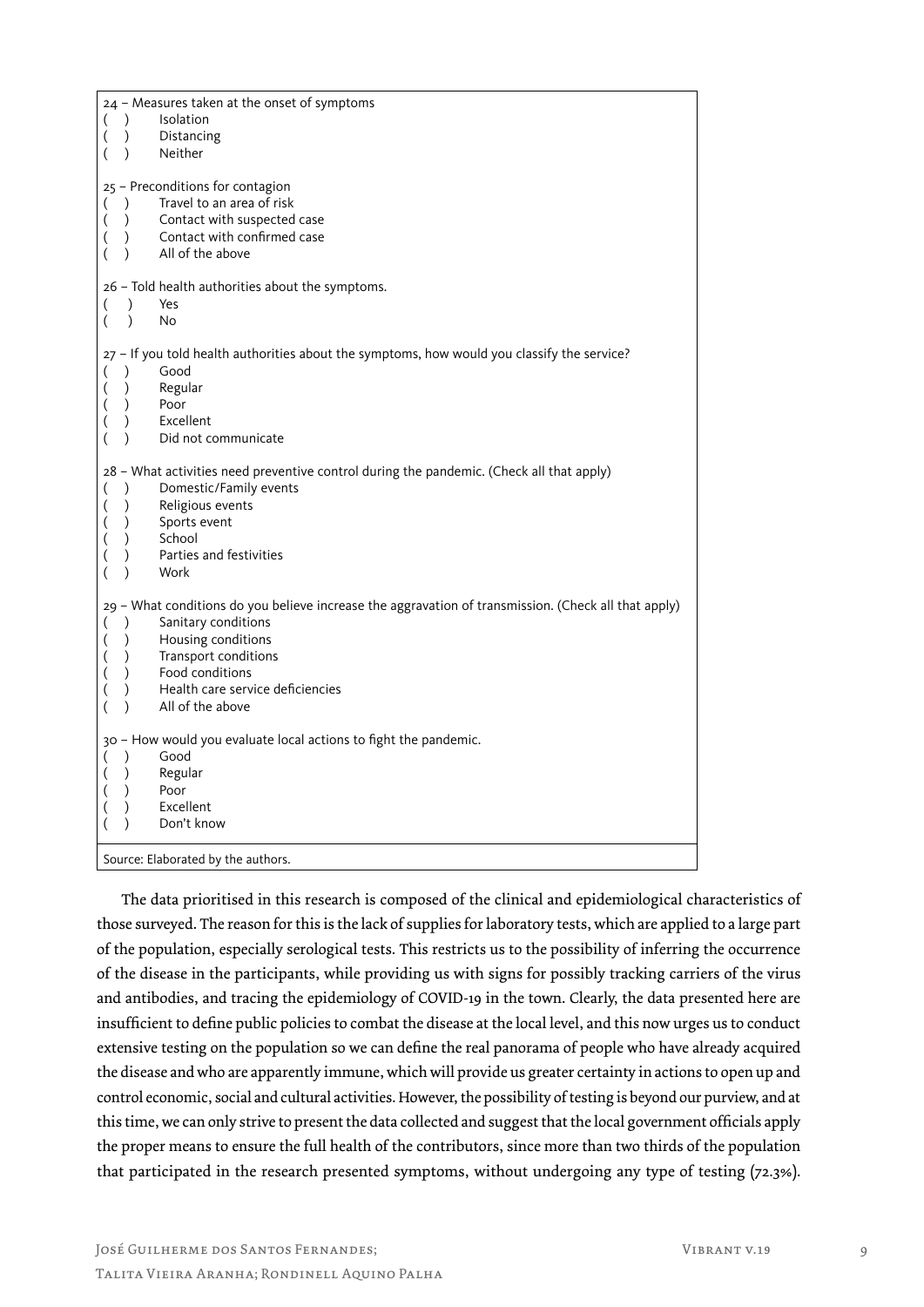24 – Measures taken at the onset of symptoms
( ) Isolation
( ) Distancing
( ) Neither

25 – Preconditions for contagion
( ) Travel to an area of risk
( ) Contact with suspected case
( ) Contact with confirmed case
( ) All of the above

26 – Told health authorities about the symptoms.
( ) Yes
( ) No

27 – If you told health authorities about the symptoms, how would you classify the service?
( ) Good
( ) Regular
( ) Poor
( ) Excellent
( ) Did not communicate

28 – What activities need preventive control during the pandemic. (Check all that apply)
( ) Domestic/Family events
( ) Religious events
( ) Sports event
( ) School
( ) Parties and festivities
( ) Work

29 – What conditions do you believe increase the aggravation of transmission. (Check all that apply)
( ) Sanitary conditions
( ) Housing conditions
( ) Transport conditions
( ) Food conditions
( ) Health care service deficiencies
( ) All of the above

30 – How would you evaluate local actions to fight the pandemic.
( ) Good
( ) Regular
( ) Poor
( ) Excellent
( ) Don't know

Source: Elaborated by the authors.

The data prioritised in this research is composed of the clinical and epidemiological characteristics of those surveyed. The reason for this is the lack of supplies for laboratory tests, which are applied to a large part of the population, especially serological tests. This restricts us to the possibility of inferring the occurrence of the disease in the participants, while providing us with signs for possibly tracking carriers of the virus and antibodies, and tracing the epidemiology of COVID-19 in the town. Clearly, the data presented here are insufficient to define public policies to combat the disease at the local level, and this now urges us to conduct extensive testing on the population so we can define the real panorama of people who have already acquired the disease and who are apparently immune, which will provide us greater certainty in actions to open up and control economic, social and cultural activities. However, the possibility of testing is beyond our purview, and at this time, we can only strive to present the data collected and suggest that the local government officials apply the proper means to ensure the full health of the contributors, since more than two thirds of the population that participated in the research presented symptoms, without undergoing any type of testing (72.3%).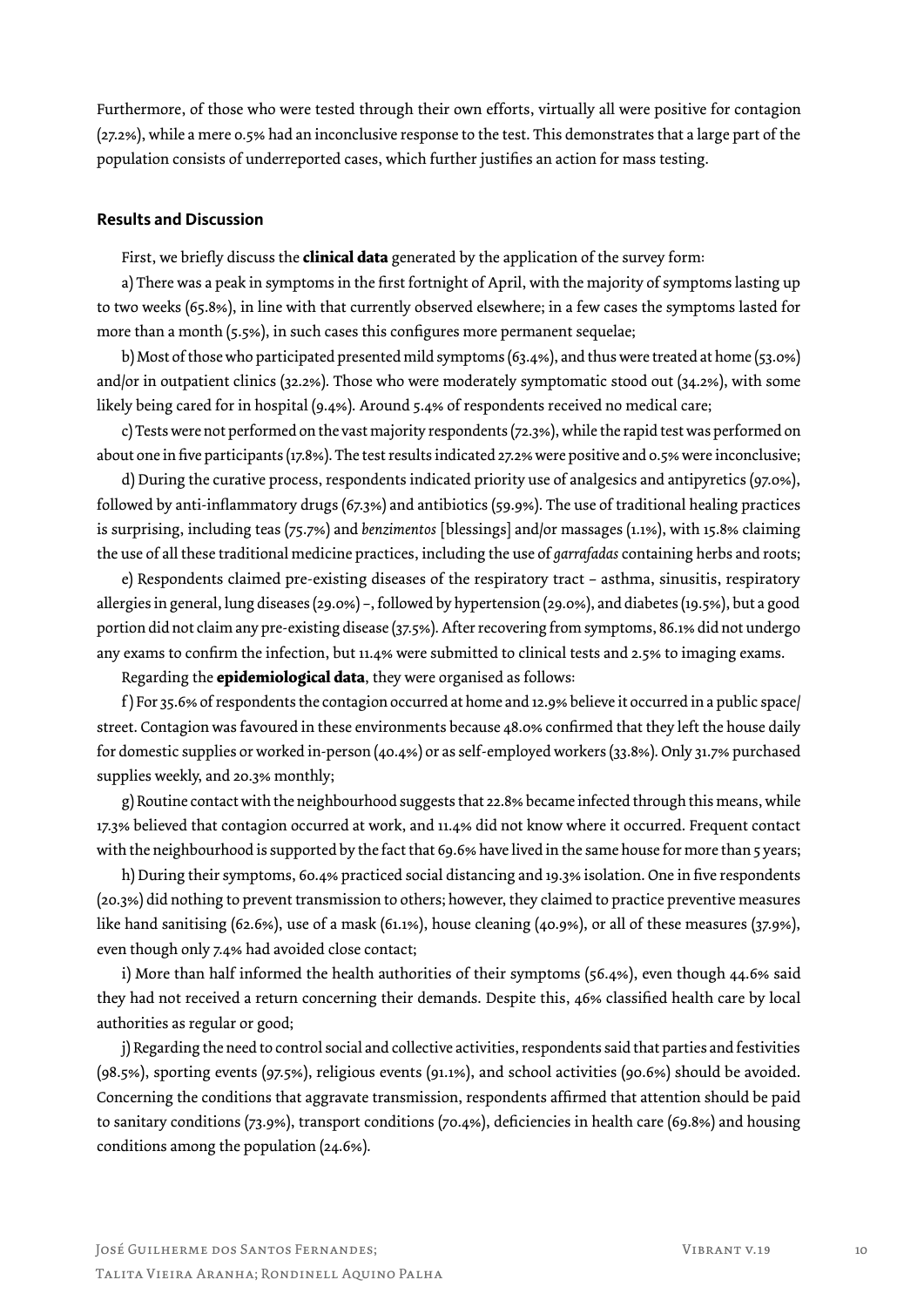Furthermore, of those who were tested through their own efforts, virtually all were positive for contagion (27.2%), while a mere 0.5% had an inconclusive response to the test. This demonstrates that a large part of the population consists of underreported cases, which further justifies an action for mass testing.

## Results and Discussion

First, we briefly discuss the **clinical data** generated by the application of the survey form:

a) There was a peak in symptoms in the first fortnight of April, with the majority of symptoms lasting up to two weeks (65.8%), in line with that currently observed elsewhere; in a few cases the symptoms lasted for more than a month (5.5%), in such cases this configures more permanent sequelae;

b) Most of those who participated presented mild symptoms (63.4%), and thus were treated at home (53.0%) and/or in outpatient clinics (32.2%). Those who were moderately symptomatic stood out (34.2%), with some likely being cared for in hospital (9.4%). Around 5.4% of respondents received no medical care;

c) Tests were not performed on the vast majority respondents (72.3%), while the rapid test was performed on about one in five participants (17.8%). The test results indicated 27.2% were positive and 0.5% were inconclusive;

d) During the curative process, respondents indicated priority use of analgesics and antipyretics (97.0%), followed by anti-inflammatory drugs (67.3%) and antibiotics (59.9%). The use of traditional healing practices is surprising, including teas (75.7%) and *benzimentos* [blessings] and/or massages (1.1%), with 15.8% claiming the use of all these traditional medicine practices, including the use of *garrafadas* containing herbs and roots;

e) Respondents claimed pre-existing diseases of the respiratory tract – asthma, sinusitis, respiratory allergies in general, lung diseases (29.0%) –, followed by hypertension (29.0%), and diabetes (19.5%), but a good portion did not claim any pre-existing disease (37.5%). After recovering from symptoms, 86.1% did not undergo any exams to confirm the infection, but 11.4% were submitted to clinical tests and 2.5% to imaging exams.

Regarding the **epidemiological data**, they were organised as follows:

f) For 35.6% of respondents the contagion occurred at home and 12.9% believe it occurred in a public space/street. Contagion was favoured in these environments because 48.0% confirmed that they left the house daily for domestic supplies or worked in-person (40.4%) or as self-employed workers (33.8%). Only 31.7% purchased supplies weekly, and 20.3% monthly;

g) Routine contact with the neighbourhood suggests that 22.8% became infected through this means, while 17.3% believed that contagion occurred at work, and 11.4% did not know where it occurred. Frequent contact with the neighbourhood is supported by the fact that 69.6% have lived in the same house for more than 5 years;

h) During their symptoms, 60.4% practiced social distancing and 19.3% isolation. One in five respondents (20.3%) did nothing to prevent transmission to others; however, they claimed to practice preventive measures like hand sanitising (62.6%), use of a mask (61.1%), house cleaning (40.9%), or all of these measures (37.9%), even though only 7.4% had avoided close contact;

i) More than half informed the health authorities of their symptoms (56.4%), even though 44.6% said they had not received a return concerning their demands. Despite this, 46% classified health care by local authorities as regular or good;

j) Regarding the need to control social and collective activities, respondents said that parties and festivities (98.5%), sporting events (97.5%), religious events (91.1%), and school activities (90.6%) should be avoided. Concerning the conditions that aggravate transmission, respondents affirmed that attention should be paid to sanitary conditions (73.9%), transport conditions (70.4%), deficiencies in health care (69.8%) and housing conditions among the population (24.6%).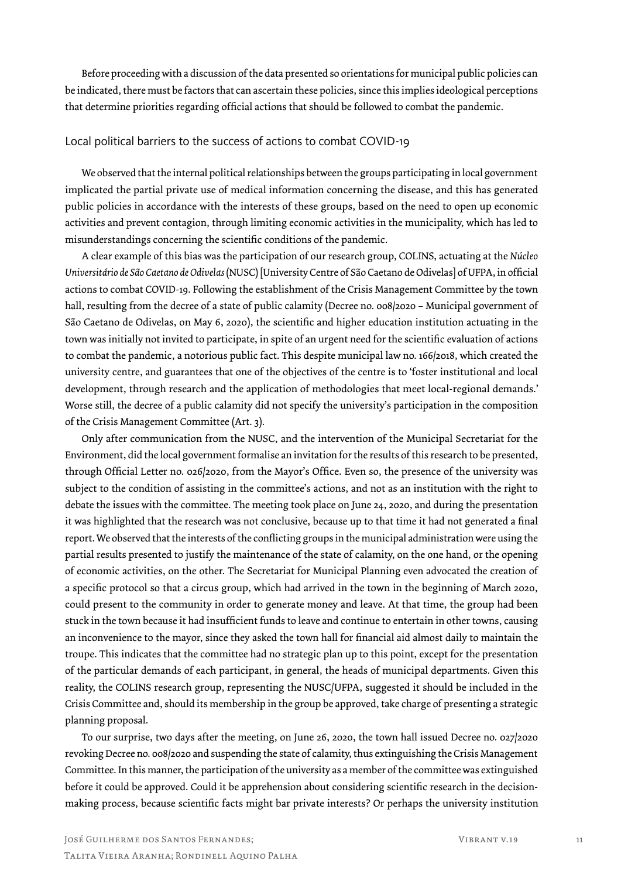Before proceeding with a discussion of the data presented so orientations for municipal public policies can be indicated, there must be factors that can ascertain these policies, since this implies ideological perceptions that determine priorities regarding official actions that should be followed to combat the pandemic.

## Local political barriers to the success of actions to combat COVID-19

We observed that the internal political relationships between the groups participating in local government implicated the partial private use of medical information concerning the disease, and this has generated public policies in accordance with the interests of these groups, based on the need to open up economic activities and prevent contagion, through limiting economic activities in the municipality, which has led to misunderstandings concerning the scientific conditions of the pandemic.

A clear example of this bias was the participation of our research group, COLINS, actuating at the *Núcleo Universitário de São Caetano de Odivelas* (NUSC) [University Centre of São Caetano de Odivelas] of UFPA, in official actions to combat COVID-19. Following the establishment of the Crisis Management Committee by the town hall, resulting from the decree of a state of public calamity (Decree no. 008/2020 – Municipal government of São Caetano de Odivelas, on May 6, 2020), the scientific and higher education institution actuating in the town was initially not invited to participate, in spite of an urgent need for the scientific evaluation of actions to combat the pandemic, a notorious public fact. This despite municipal law no. 166/2018, which created the university centre, and guarantees that one of the objectives of the centre is to 'foster institutional and local development, through research and the application of methodologies that meet local-regional demands.' Worse still, the decree of a public calamity did not specify the university's participation in the composition of the Crisis Management Committee (Art. 3).

Only after communication from the NUSC, and the intervention of the Municipal Secretariat for the Environment, did the local government formalise an invitation for the results of this research to be presented, through Official Letter no. 026/2020, from the Mayor's Office. Even so, the presence of the university was subject to the condition of assisting in the committee's actions, and not as an institution with the right to debate the issues with the committee. The meeting took place on June 24, 2020, and during the presentation it was highlighted that the research was not conclusive, because up to that time it had not generated a final report. We observed that the interests of the conflicting groups in the municipal administration were using the partial results presented to justify the maintenance of the state of calamity, on the one hand, or the opening of economic activities, on the other. The Secretariat for Municipal Planning even advocated the creation of a specific protocol so that a circus group, which had arrived in the town in the beginning of March 2020, could present to the community in order to generate money and leave. At that time, the group had been stuck in the town because it had insufficient funds to leave and continue to entertain in other towns, causing an inconvenience to the mayor, since they asked the town hall for financial aid almost daily to maintain the troupe. This indicates that the committee had no strategic plan up to this point, except for the presentation of the particular demands of each participant, in general, the heads of municipal departments. Given this reality, the COLINS research group, representing the NUSC/UFPA, suggested it should be included in the Crisis Committee and, should its membership in the group be approved, take charge of presenting a strategic planning proposal.

To our surprise, two days after the meeting, on June 26, 2020, the town hall issued Decree no. 027/2020 revoking Decree no. 008/2020 and suspending the state of calamity, thus extinguishing the Crisis Management Committee. In this manner, the participation of the university as a member of the committee was extinguished before it could be approved. Could it be apprehension about considering scientific research in the decision-making process, because scientific facts might bar private interests? Or perhaps the university institution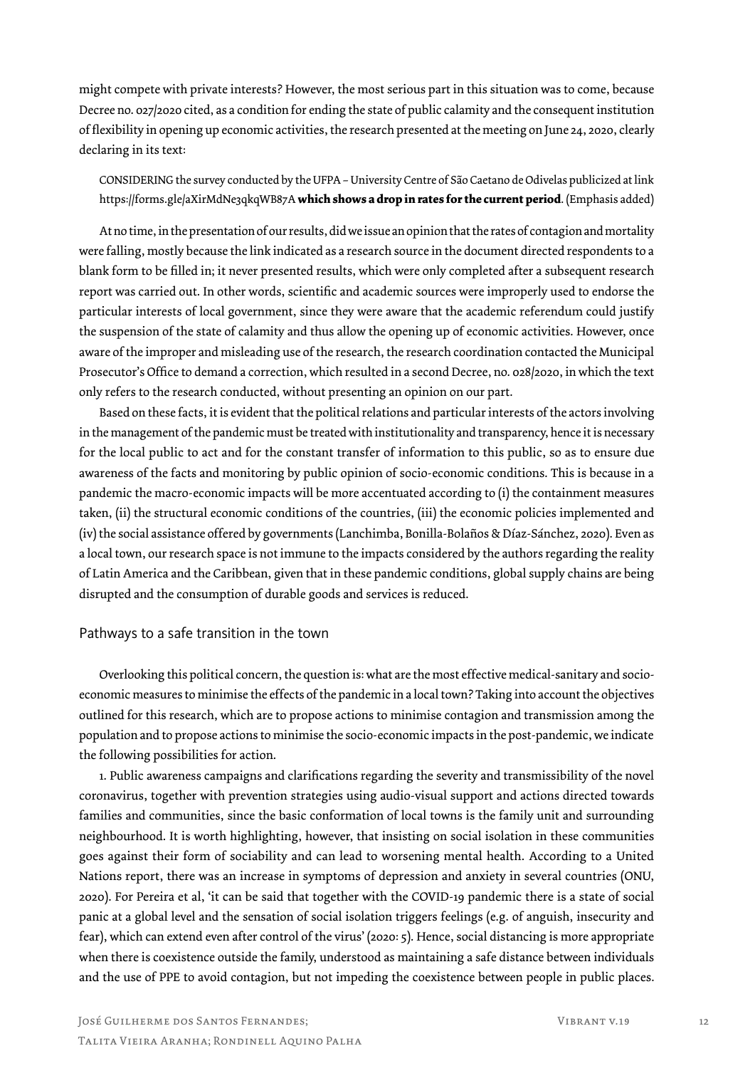might compete with private interests? However, the most serious part in this situation was to come, because Decree no. 027/2020 cited, as a condition for ending the state of public calamity and the consequent institution of flexibility in opening up economic activities, the research presented at the meeting on June 24, 2020, clearly declaring in its text:

> CONSIDERING the survey conducted by the UFPA – University Centre of São Caetano de Odivelas publicized at link https://forms.gle/aXirMdNe3qkqWB87A **which shows a drop in rates for the current period**. (Emphasis added)

At no time, in the presentation of our results, did we issue an opinion that the rates of contagion and mortality were falling, mostly because the link indicated as a research source in the document directed respondents to a blank form to be filled in; it never presented results, which were only completed after a subsequent research report was carried out. In other words, scientific and academic sources were improperly used to endorse the particular interests of local government, since they were aware that the academic referendum could justify the suspension of the state of calamity and thus allow the opening up of economic activities. However, once aware of the improper and misleading use of the research, the research coordination contacted the Municipal Prosecutor's Office to demand a correction, which resulted in a second Decree, no. 028/2020, in which the text only refers to the research conducted, without presenting an opinion on our part.

Based on these facts, it is evident that the political relations and particular interests of the actors involving in the management of the pandemic must be treated with institutionality and transparency, hence it is necessary for the local public to act and for the constant transfer of information to this public, so as to ensure due awareness of the facts and monitoring by public opinion of socio-economic conditions. This is because in a pandemic the macro-economic impacts will be more accentuated according to (i) the containment measures taken, (ii) the structural economic conditions of the countries, (iii) the economic policies implemented and (iv) the social assistance offered by governments (Lanchimba, Bonilla-Bolaños & Díaz-Sánchez, 2020). Even as a local town, our research space is not immune to the impacts considered by the authors regarding the reality of Latin America and the Caribbean, given that in these pandemic conditions, global supply chains are being disrupted and the consumption of durable goods and services is reduced.

## Pathways to a safe transition in the town

Overlooking this political concern, the question is: what are the most effective medical-sanitary and socio-economic measures to minimise the effects of the pandemic in a local town? Taking into account the objectives outlined for this research, which are to propose actions to minimise contagion and transmission among the population and to propose actions to minimise the socio-economic impacts in the post-pandemic, we indicate the following possibilities for action.

1. Public awareness campaigns and clarifications regarding the severity and transmissibility of the novel coronavirus, together with prevention strategies using audio-visual support and actions directed towards families and communities, since the basic conformation of local towns is the family unit and surrounding neighbourhood. It is worth highlighting, however, that insisting on social isolation in these communities goes against their form of sociability and can lead to worsening mental health. According to a United Nations report, there was an increase in symptoms of depression and anxiety in several countries (ONU, 2020). For Pereira et al, 'it can be said that together with the COVID-19 pandemic there is a state of social panic at a global level and the sensation of social isolation triggers feelings (e.g. of anguish, insecurity and fear), which can extend even after control of the virus' (2020: 5). Hence, social distancing is more appropriate when there is coexistence outside the family, understood as maintaining a safe distance between individuals and the use of PPE to avoid contagion, but not impeding the coexistence between people in public places.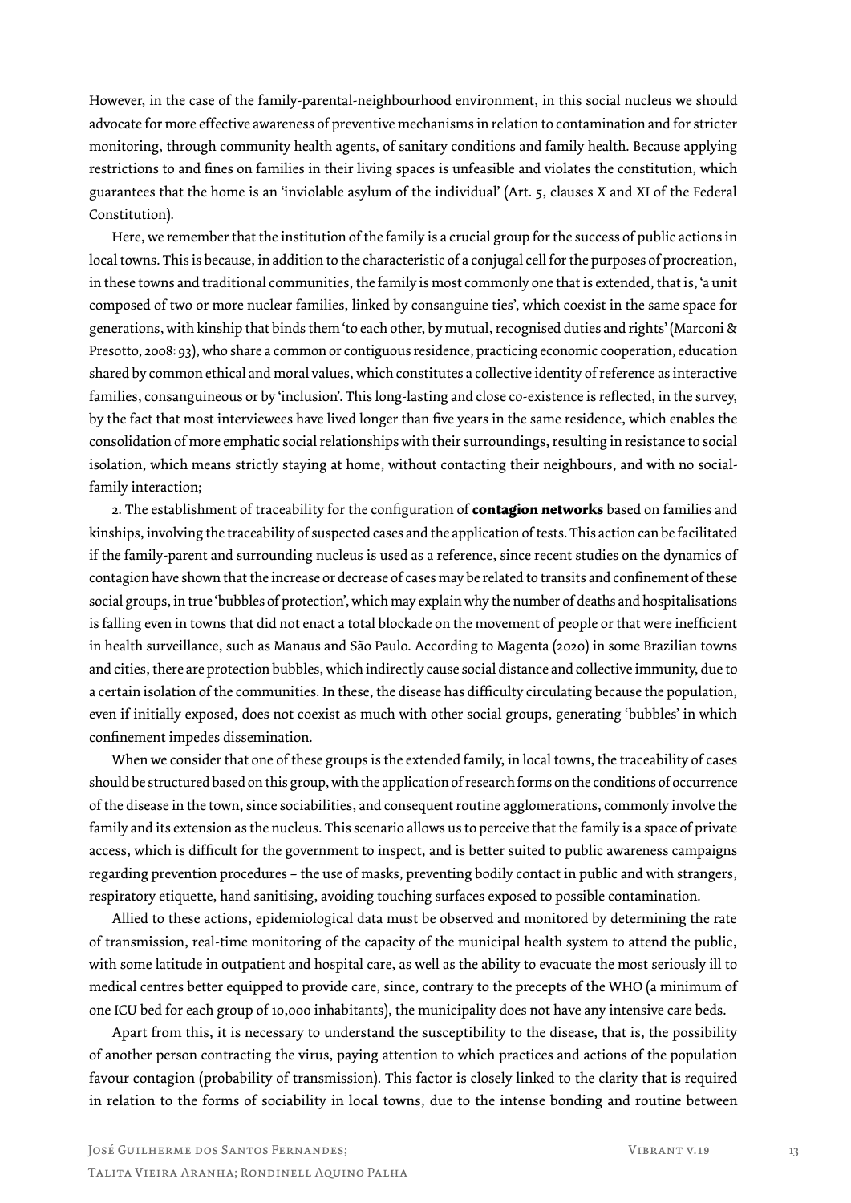However, in the case of the family-parental-neighbourhood environment, in this social nucleus we should advocate for more effective awareness of preventive mechanisms in relation to contamination and for stricter monitoring, through community health agents, of sanitary conditions and family health. Because applying restrictions to and fines on families in their living spaces is unfeasible and violates the constitution, which guarantees that the home is an 'inviolable asylum of the individual' (Art. 5, clauses X and XI of the Federal Constitution).

Here, we remember that the institution of the family is a crucial group for the success of public actions in local towns. This is because, in addition to the characteristic of a conjugal cell for the purposes of procreation, in these towns and traditional communities, the family is most commonly one that is extended, that is, 'a unit composed of two or more nuclear families, linked by consanguine ties', which coexist in the same space for generations, with kinship that binds them 'to each other, by mutual, recognised duties and rights' (Marconi & Presotto, 2008: 93), who share a common or contiguous residence, practicing economic cooperation, education shared by common ethical and moral values, which constitutes a collective identity of reference as interactive families, consanguineous or by 'inclusion'. This long-lasting and close co-existence is reflected, in the survey, by the fact that most interviewees have lived longer than five years in the same residence, which enables the consolidation of more emphatic social relationships with their surroundings, resulting in resistance to social isolation, which means strictly staying at home, without contacting their neighbours, and with no social-family interaction;

2. The establishment of traceability for the configuration of **contagion networks** based on families and kinships, involving the traceability of suspected cases and the application of tests. This action can be facilitated if the family-parent and surrounding nucleus is used as a reference, since recent studies on the dynamics of contagion have shown that the increase or decrease of cases may be related to transits and confinement of these social groups, in true 'bubbles of protection', which may explain why the number of deaths and hospitalisations is falling even in towns that did not enact a total blockade on the movement of people or that were inefficient in health surveillance, such as Manaus and São Paulo. According to Magenta (2020) in some Brazilian towns and cities, there are protection bubbles, which indirectly cause social distance and collective immunity, due to a certain isolation of the communities. In these, the disease has difficulty circulating because the population, even if initially exposed, does not coexist as much with other social groups, generating 'bubbles' in which confinement impedes dissemination.

When we consider that one of these groups is the extended family, in local towns, the traceability of cases should be structured based on this group, with the application of research forms on the conditions of occurrence of the disease in the town, since sociabilities, and consequent routine agglomerations, commonly involve the family and its extension as the nucleus. This scenario allows us to perceive that the family is a space of private access, which is difficult for the government to inspect, and is better suited to public awareness campaigns regarding prevention procedures – the use of masks, preventing bodily contact in public and with strangers, respiratory etiquette, hand sanitising, avoiding touching surfaces exposed to possible contamination.

Allied to these actions, epidemiological data must be observed and monitored by determining the rate of transmission, real-time monitoring of the capacity of the municipal health system to attend the public, with some latitude in outpatient and hospital care, as well as the ability to evacuate the most seriously ill to medical centres better equipped to provide care, since, contrary to the precepts of the WHO (a minimum of one ICU bed for each group of 10,000 inhabitants), the municipality does not have any intensive care beds.

Apart from this, it is necessary to understand the susceptibility to the disease, that is, the possibility of another person contracting the virus, paying attention to which practices and actions of the population favour contagion (probability of transmission). This factor is closely linked to the clarity that is required in relation to the forms of sociability in local towns, due to the intense bonding and routine between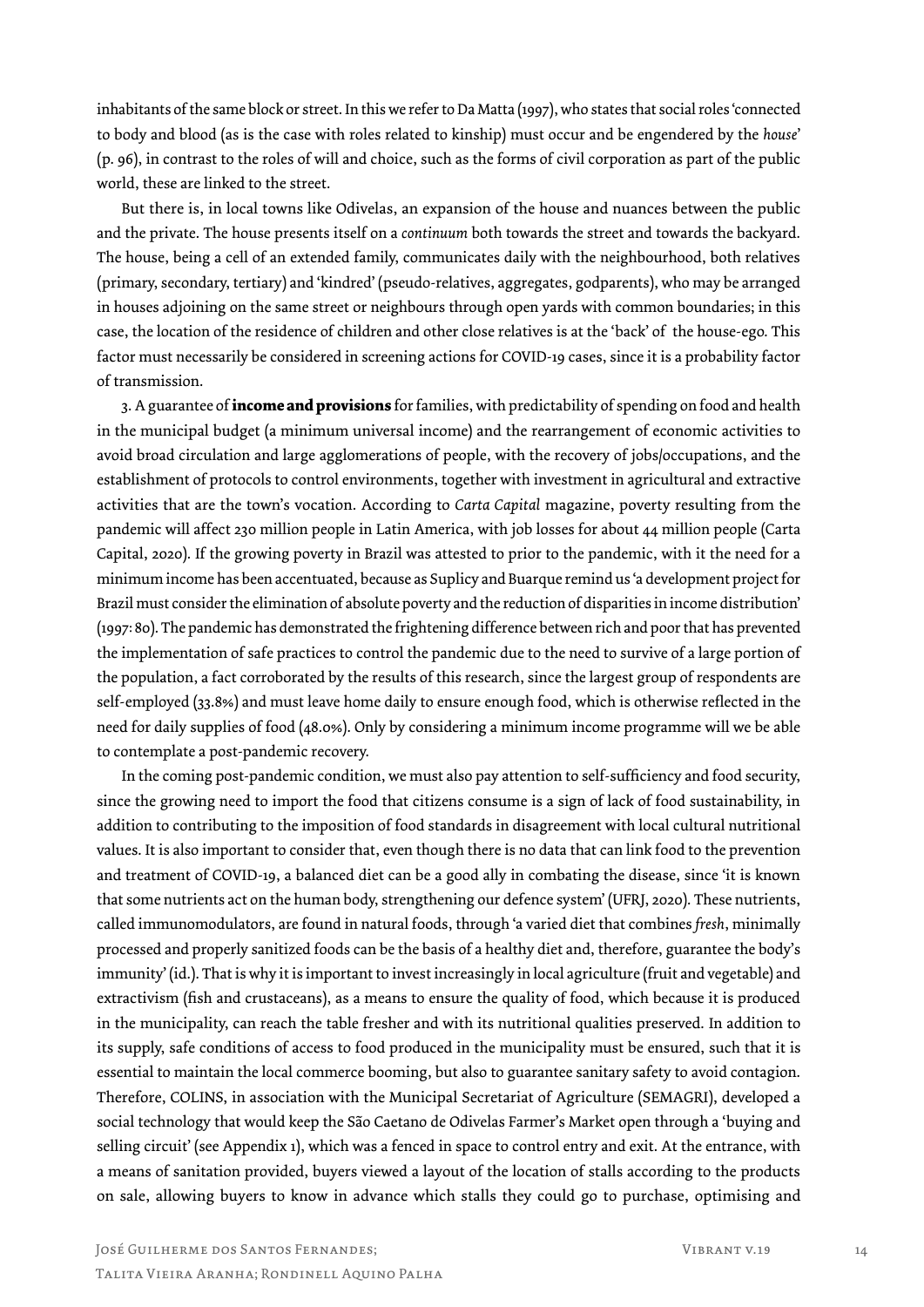inhabitants of the same block or street. In this we refer to Da Matta (1997), who states that social roles 'connected to body and blood (as is the case with roles related to kinship) must occur and be engendered by the *house*' (p. 96), in contrast to the roles of will and choice, such as the forms of civil corporation as part of the public world, these are linked to the street.

But there is, in local towns like Odivelas, an expansion of the house and nuances between the public and the private. The house presents itself on a *continuum* both towards the street and towards the backyard. The house, being a cell of an extended family, communicates daily with the neighbourhood, both relatives (primary, secondary, tertiary) and 'kindred' (pseudo-relatives, aggregates, godparents), who may be arranged in houses adjoining on the same street or neighbours through open yards with common boundaries; in this case, the location of the residence of children and other close relatives is at the 'back' of the house-ego. This factor must necessarily be considered in screening actions for COVID-19 cases, since it is a probability factor of transmission.

3. A guarantee of **income and provisions** for families, with predictability of spending on food and health in the municipal budget (a minimum universal income) and the rearrangement of economic activities to avoid broad circulation and large agglomerations of people, with the recovery of jobs/occupations, and the establishment of protocols to control environments, together with investment in agricultural and extractive activities that are the town's vocation. According to *Carta Capital* magazine, poverty resulting from the pandemic will affect 230 million people in Latin America, with job losses for about 44 million people (Carta Capital, 2020). If the growing poverty in Brazil was attested to prior to the pandemic, with it the need for a minimum income has been accentuated, because as Suplicy and Buarque remind us 'a development project for Brazil must consider the elimination of absolute poverty and the reduction of disparities in income distribution' (1997: 80). The pandemic has demonstrated the frightening difference between rich and poor that has prevented the implementation of safe practices to control the pandemic due to the need to survive of a large portion of the population, a fact corroborated by the results of this research, since the largest group of respondents are self-employed (33.8%) and must leave home daily to ensure enough food, which is otherwise reflected in the need for daily supplies of food (48.0%). Only by considering a minimum income programme will we be able to contemplate a post-pandemic recovery.

In the coming post-pandemic condition, we must also pay attention to self-sufficiency and food security, since the growing need to import the food that citizens consume is a sign of lack of food sustainability, in addition to contributing to the imposition of food standards in disagreement with local cultural nutritional values. It is also important to consider that, even though there is no data that can link food to the prevention and treatment of COVID-19, a balanced diet can be a good ally in combating the disease, since 'it is known that some nutrients act on the human body, strengthening our defence system' (UFRJ, 2020). These nutrients, called immunomodulators, are found in natural foods, through 'a varied diet that combines *fresh*, minimally processed and properly sanitized foods can be the basis of a healthy diet and, therefore, guarantee the body's immunity' (id.). That is why it is important to invest increasingly in local agriculture (fruit and vegetable) and extractivism (fish and crustaceans), as a means to ensure the quality of food, which because it is produced in the municipality, can reach the table fresher and with its nutritional qualities preserved. In addition to its supply, safe conditions of access to food produced in the municipality must be ensured, such that it is essential to maintain the local commerce booming, but also to guarantee sanitary safety to avoid contagion. Therefore, COLINS, in association with the Municipal Secretariat of Agriculture (SEMAGRI), developed a social technology that would keep the São Caetano de Odivelas Farmer's Market open through a 'buying and selling circuit' (see Appendix 1), which was a fenced in space to control entry and exit. At the entrance, with a means of sanitation provided, buyers viewed a layout of the location of stalls according to the products on sale, allowing buyers to know in advance which stalls they could go to purchase, optimising and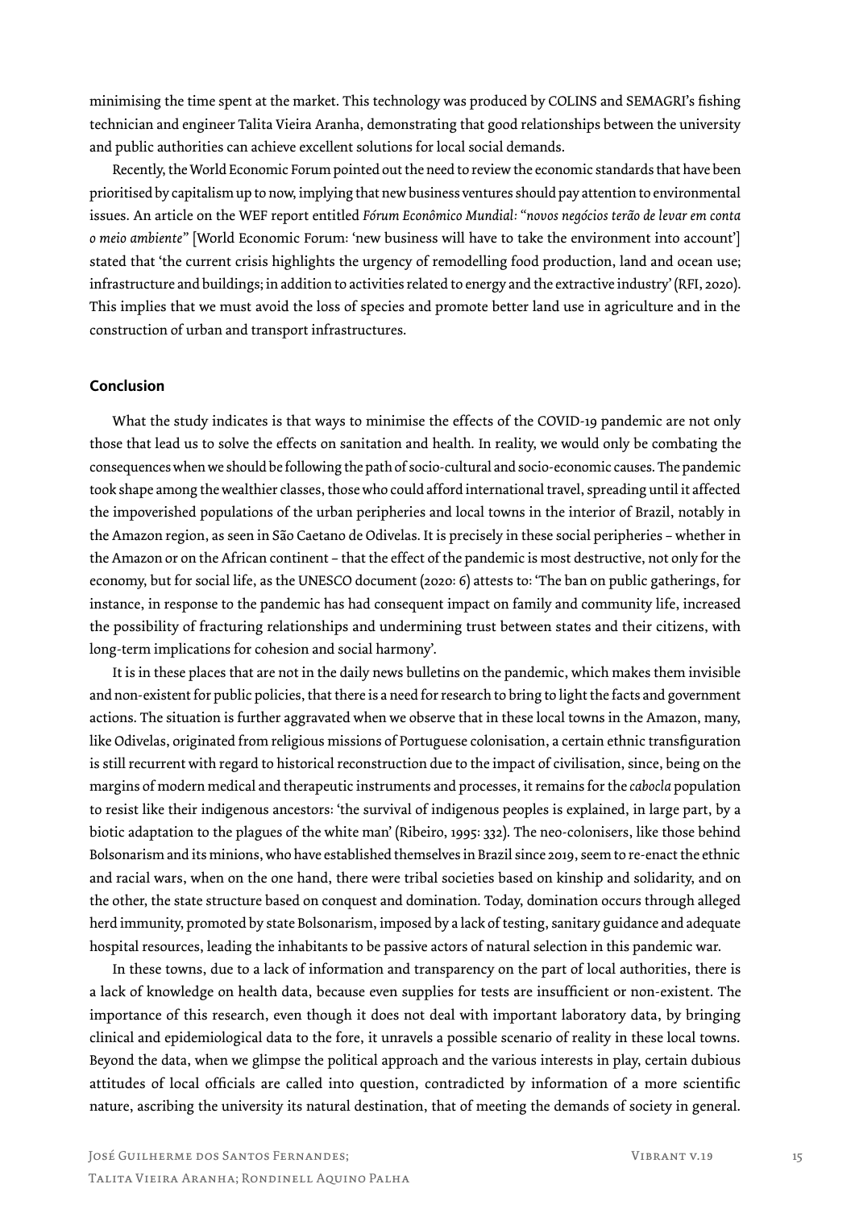minimising the time spent at the market. This technology was produced by COLINS and SEMAGRI's fishing technician and engineer Talita Vieira Aranha, demonstrating that good relationships between the university and public authorities can achieve excellent solutions for local social demands.

Recently, the World Economic Forum pointed out the need to review the economic standards that have been prioritised by capitalism up to now, implying that new business ventures should pay attention to environmental issues. An article on the WEF report entitled *Fórum Econômico Mundial: "novos negócios terão de levar em conta o meio ambiente"* [World Economic Forum: 'new business will have to take the environment into account'] stated that 'the current crisis highlights the urgency of remodelling food production, land and ocean use; infrastructure and buildings; in addition to activities related to energy and the extractive industry' (RFI, 2020). This implies that we must avoid the loss of species and promote better land use in agriculture and in the construction of urban and transport infrastructures.

## Conclusion

What the study indicates is that ways to minimise the effects of the COVID-19 pandemic are not only those that lead us to solve the effects on sanitation and health. In reality, we would only be combating the consequences when we should be following the path of socio-cultural and socio-economic causes. The pandemic took shape among the wealthier classes, those who could afford international travel, spreading until it affected the impoverished populations of the urban peripheries and local towns in the interior of Brazil, notably in the Amazon region, as seen in São Caetano de Odivelas. It is precisely in these social peripheries – whether in the Amazon or on the African continent – that the effect of the pandemic is most destructive, not only for the economy, but for social life, as the UNESCO document (2020: 6) attests to: 'The ban on public gatherings, for instance, in response to the pandemic has had consequent impact on family and community life, increased the possibility of fracturing relationships and undermining trust between states and their citizens, with long-term implications for cohesion and social harmony'.

It is in these places that are not in the daily news bulletins on the pandemic, which makes them invisible and non-existent for public policies, that there is a need for research to bring to light the facts and government actions. The situation is further aggravated when we observe that in these local towns in the Amazon, many, like Odivelas, originated from religious missions of Portuguese colonisation, a certain ethnic transfiguration is still recurrent with regard to historical reconstruction due to the impact of civilisation, since, being on the margins of modern medical and therapeutic instruments and processes, it remains for the *cabocla* population to resist like their indigenous ancestors: 'the survival of indigenous peoples is explained, in large part, by a biotic adaptation to the plagues of the white man' (Ribeiro, 1995: 332). The neo-colonisers, like those behind Bolsonarism and its minions, who have established themselves in Brazil since 2019, seem to re-enact the ethnic and racial wars, when on the one hand, there were tribal societies based on kinship and solidarity, and on the other, the state structure based on conquest and domination. Today, domination occurs through alleged herd immunity, promoted by state Bolsonarism, imposed by a lack of testing, sanitary guidance and adequate hospital resources, leading the inhabitants to be passive actors of natural selection in this pandemic war.

In these towns, due to a lack of information and transparency on the part of local authorities, there is a lack of knowledge on health data, because even supplies for tests are insufficient or non-existent. The importance of this research, even though it does not deal with important laboratory data, by bringing clinical and epidemiological data to the fore, it unravels a possible scenario of reality in these local towns. Beyond the data, when we glimpse the political approach and the various interests in play, certain dubious attitudes of local officials are called into question, contradicted by information of a more scientific nature, ascribing the university its natural destination, that of meeting the demands of society in general.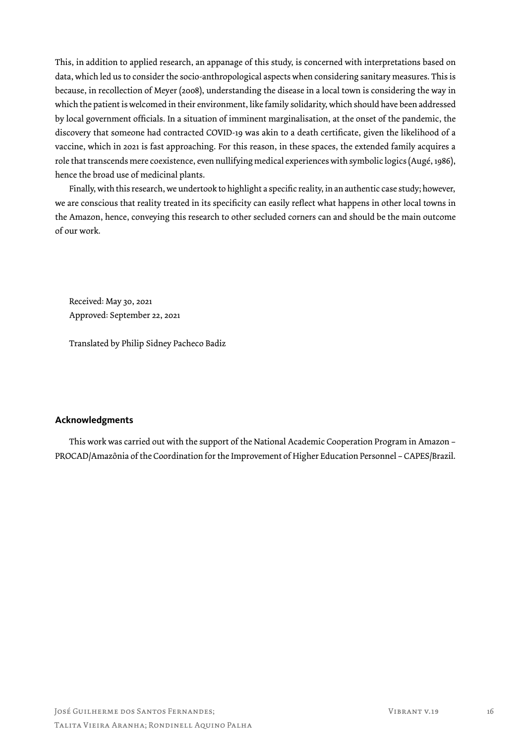This, in addition to applied research, an appanage of this study, is concerned with interpretations based on data, which led us to consider the socio-anthropological aspects when considering sanitary measures. This is because, in recollection of Meyer (2008), understanding the disease in a local town is considering the way in which the patient is welcomed in their environment, like family solidarity, which should have been addressed by local government officials. In a situation of imminent marginalisation, at the onset of the pandemic, the discovery that someone had contracted COVID-19 was akin to a death certificate, given the likelihood of a vaccine, which in 2021 is fast approaching. For this reason, in these spaces, the extended family acquires a role that transcends mere coexistence, even nullifying medical experiences with symbolic logics (Augé, 1986), hence the broad use of medicinal plants.

Finally, with this research, we undertook to highlight a specific reality, in an authentic case study; however, we are conscious that reality treated in its specificity can easily reflect what happens in other local towns in the Amazon, hence, conveying this research to other secluded corners can and should be the main outcome of our work.

Received: May 30, 2021
Approved: September 22, 2021

Translated by Philip Sidney Pacheco Badiz

## Acknowledgments

This work was carried out with the support of the National Academic Cooperation Program in Amazon – PROCAD/Amazônia of the Coordination for the Improvement of Higher Education Personnel – CAPES/Brazil.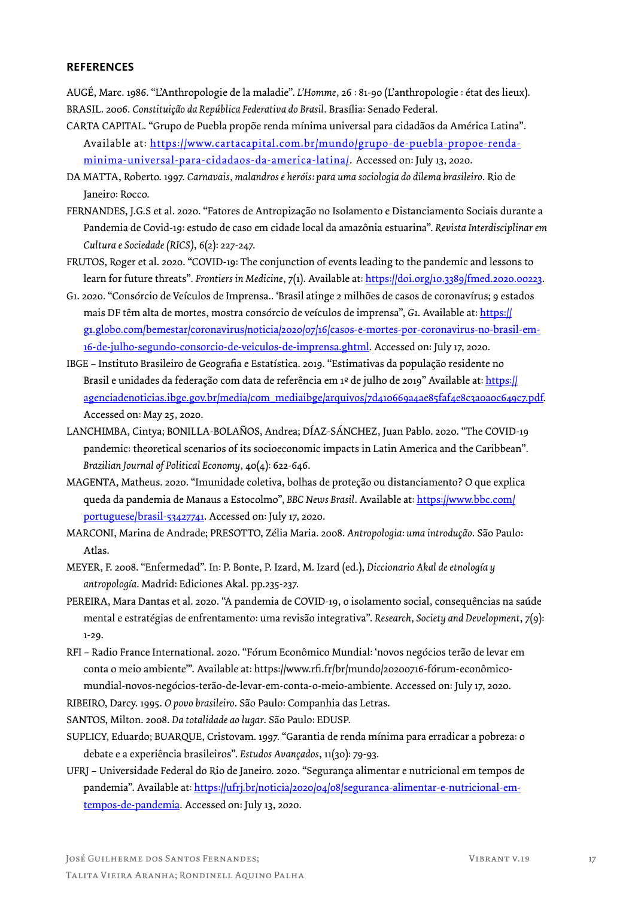## REFERENCES

AUGÉ, Marc. 1986. "L'Anthropologie de la maladie". *L'Homme*, 26 : 81-90 (L'anthropologie : état des lieux).

BRASIL. 2006. *Constituição da República Federativa do Brasil*. Brasília: Senado Federal.

CARTA CAPITAL. "Grupo de Puebla propõe renda mínima universal para cidadãos da América Latina". Available at: [https://www.cartacapital.com.br/mundo/grupo-de-puebla-propoe-renda-minima-universal-para-cidadaos-da-america-latina/](https://www.cartacapital.com.br/mundo/grupo-de-puebla-propoe-renda-minima-universal-para-cidadaos-da-america-latina/). Accessed on: July 13, 2020.

DA MATTA, Roberto. 1997. *Carnavais, malandros e heróis: para uma sociologia do dilema brasileiro*. Rio de Janeiro: Rocco.

FERNANDES, J.G.S et al. 2020. "Fatores de Antropização no Isolamento e Distanciamento Sociais durante a Pandemia de Covid-19: estudo de caso em cidade local da amazônia estuarina". *Revista Interdisciplinar em Cultura e Sociedade (RICS)*, 6(2): 227-247.

FRUTOS, Roger et al. 2020. "COVID-19: The conjunction of events leading to the pandemic and lessons to learn for future threats". *Frontiers in Medicine*, 7(1). Available at: [https://doi.org/10.3389/fmed.2020.00223](https://doi.org/10.3389/fmed.2020.00223).

G1. 2020. "Consórcio de Veículos de Imprensa.. 'Brasil atinge 2 milhões de casos de coronavírus; 9 estados mais DF têm alta de mortes, mostra consórcio de veículos de imprensa", *G1*. Available at: [https://g1.globo.com/bemestar/coronavirus/noticia/2020/07/16/casos-e-mortes-por-coronavirus-no-brasil-em-16-de-julho-segundo-consorcio-de-veiculos-de-imprensa.ghtml](https://g1.globo.com/bemestar/coronavirus/noticia/2020/07/16/casos-e-mortes-por-coronavirus-no-brasil-em-16-de-julho-segundo-consorcio-de-veiculos-de-imprensa.ghtml). Accessed on: July 17, 2020.

IBGE – Instituto Brasileiro de Geografia e Estatística. 2019. "Estimativas da população residente no Brasil e unidades da federação com data de referência em 1º de julho de 2019" Available at: [https://agenciadenoticias.ibge.gov.br/media/com_mediaibge/arquivos/7d410669a4ae85faf4e8c3a0a0c649c7.pdf](https://agenciadenoticias.ibge.gov.br/media/com_mediaibge/arquivos/7d410669a4ae85faf4e8c3a0a0c649c7.pdf). Accessed on: May 25, 2020.

LANCHIMBA, Cintya; BONILLA-BOLAÑOS, Andrea; DÍAZ-SÁNCHEZ, Juan Pablo. 2020. "The COVID-19 pandemic: theoretical scenarios of its socioeconomic impacts in Latin America and the Caribbean". *Brazilian Journal of Political Economy*, 40(4): 622-646.

MAGENTA, Matheus. 2020. "Imunidade coletiva, bolhas de proteção ou distanciamento? O que explica queda da pandemia de Manaus a Estocolmo", *BBC News Brasil*. Available at: [https://www.bbc.com/portuguese/brasil-53427741](https://www.bbc.com/portuguese/brasil-53427741). Accessed on: July 17, 2020.

MARCONI, Marina de Andrade; PRESOTTO, Zélia Maria. 2008. *Antropologia: uma introdução*. São Paulo: Atlas.

MEYER, F. 2008. "Enfermedad". In: P. Bonte, P. Izard, M. Izard (ed.), *Diccionario Akal de etnología y antropología*. Madrid: Ediciones Akal. pp.235-237.

PEREIRA, Mara Dantas et al. 2020. "A pandemia de COVID-19, o isolamento social, consequências na saúde mental e estratégias de enfrentamento: uma revisão integrativa". *Research, Society and Development*, 7(9): 1-29.

RFI – Radio France International. 2020. "Fórum Econômico Mundial: 'novos negócios terão de levar em conta o meio ambiente'". Available at: https://www.rfi.fr/br/mundo/20200716-fórum-econômico-mundial-novos-negócios-terão-de-levar-em-conta-o-meio-ambiente. Accessed on: July 17, 2020.

RIBEIRO, Darcy. 1995. *O povo brasileiro*. São Paulo: Companhia das Letras.

SANTOS, Milton. 2008. *Da totalidade ao lugar*. São Paulo: EDUSP.

SUPLICY, Eduardo; BUARQUE, Cristovam. 1997. "Garantia de renda mínima para erradicar a pobreza: o debate e a experiência brasileiros". *Estudos Avançados*, 11(30): 79-93.

UFRJ – Universidade Federal do Rio de Janeiro. 2020. "Segurança alimentar e nutricional em tempos de pandemia". Available at: [https://ufrj.br/noticia/2020/04/08/seguranca-alimentar-e-nutricional-em-tempos-de-pandemia](https://ufrj.br/noticia/2020/04/08/seguranca-alimentar-e-nutricional-em-tempos-de-pandemia). Accessed on: July 13, 2020.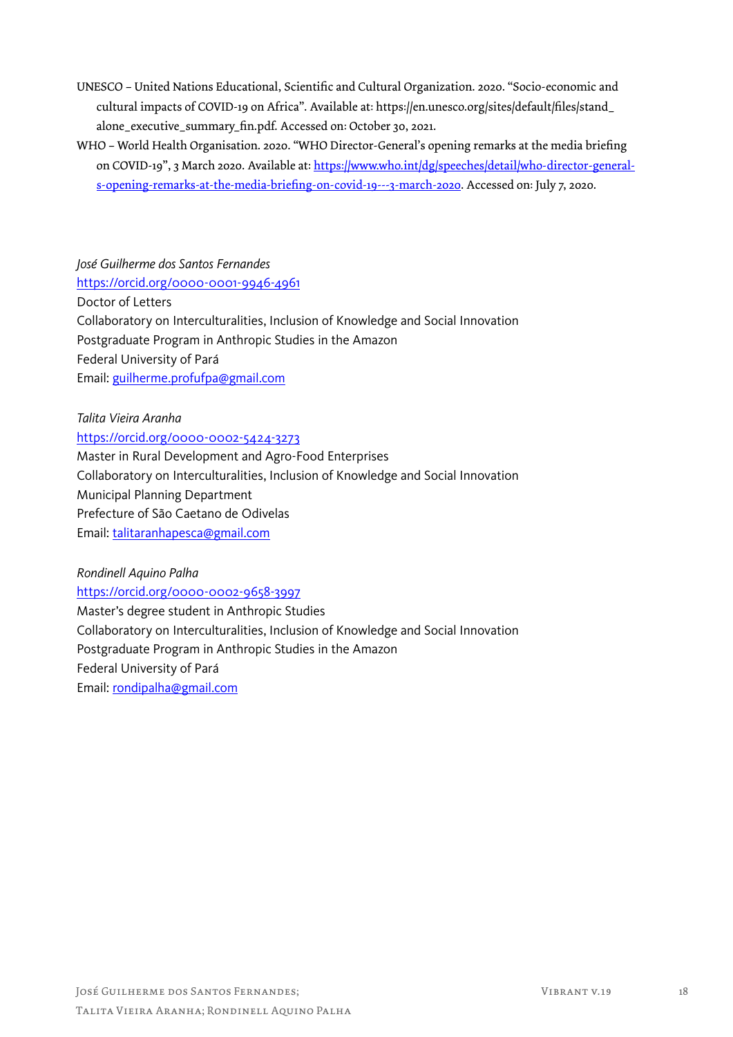UNESCO – United Nations Educational, Scientific and Cultural Organization. 2020. "Socio-economic and cultural impacts of COVID-19 on Africa". Available at: https://en.unesco.org/sites/default/files/stand_alone_executive_summary_fin.pdf. Accessed on: October 30, 2021.

WHO – World Health Organisation. 2020. "WHO Director-General's opening remarks at the media briefing on COVID-19", 3 March 2020. Available at: https://www.who.int/dg/speeches/detail/who-director-general-s-opening-remarks-at-the-media-briefing-on-covid-19---3-march-2020. Accessed on: July 7, 2020.

*José Guilherme dos Santos Fernandes*
https://orcid.org/0000-0001-9946-4961
Doctor of Letters
Collaboratory on Interculturalities, Inclusion of Knowledge and Social Innovation
Postgraduate Program in Anthropic Studies in the Amazon
Federal University of Pará
Email: guilherme.profufpa@gmail.com

*Talita Vieira Aranha*
https://orcid.org/0000-0002-5424-3273
Master in Rural Development and Agro-Food Enterprises
Collaboratory on Interculturalities, Inclusion of Knowledge and Social Innovation
Municipal Planning Department
Prefecture of São Caetano de Odivelas
Email: talitaranhapesca@gmail.com

*Rondinell Aquino Palha*
https://orcid.org/0000-0002-9658-3997
Master's degree student in Anthropic Studies
Collaboratory on Interculturalities, Inclusion of Knowledge and Social Innovation
Postgraduate Program in Anthropic Studies in the Amazon
Federal University of Pará
Email: rondipalha@gmail.com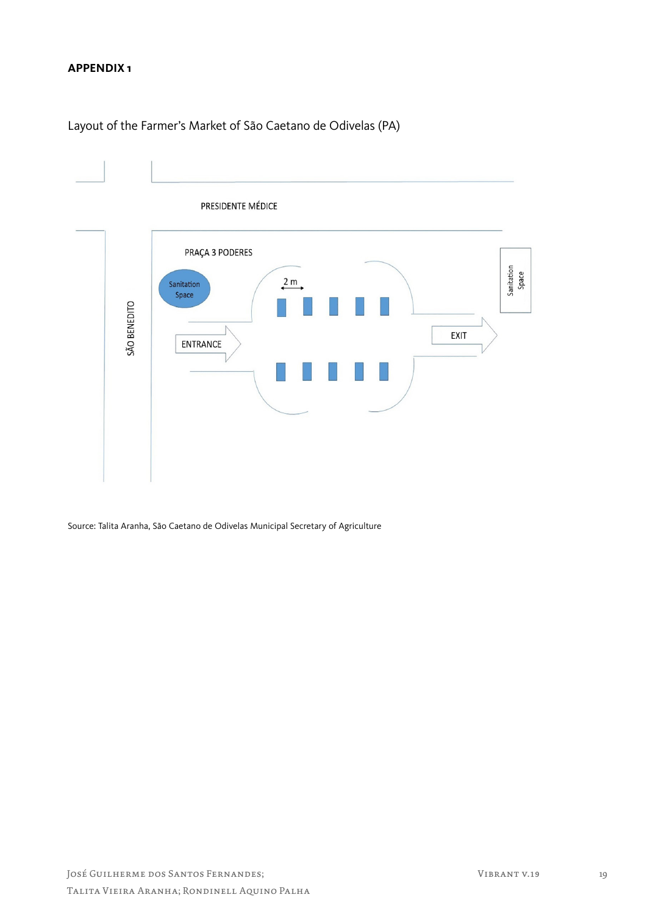## APPENDIX 1

Layout of the Farmer's Market of São Caetano de Odivelas (PA)

PRESIDENTE MÉDICE

PRAÇA 3 PODERES

SÃO BENEDITO

Sanitation Space

2 m

ENTRANCE

EXIT

Sanitation Space

Source: Talita Aranha, São Caetano de Odivelas Municipal Secretary of Agriculture